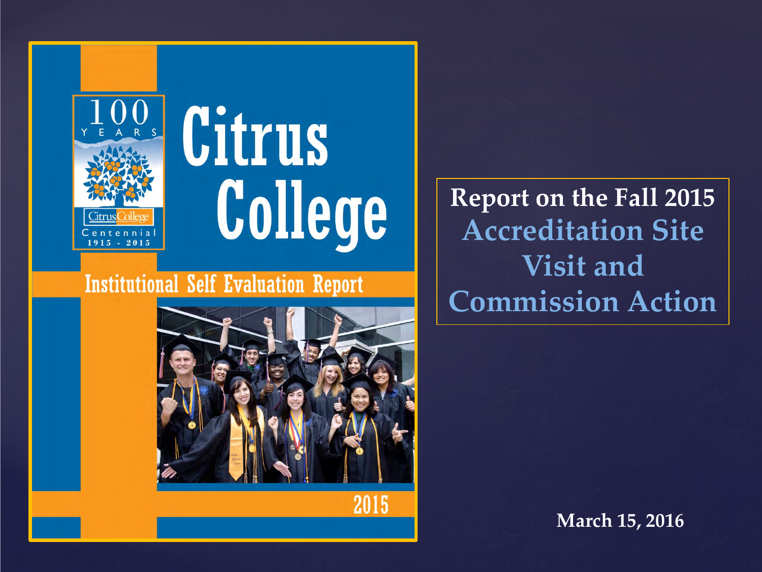# Report on the Fall 2015 Accreditation Site Visit and Commission Action

March 15, 2016

Citrus College

Institutional Self Evaluation Report

2015

100 YEARS

Citrus College Centennial 1915 - 2015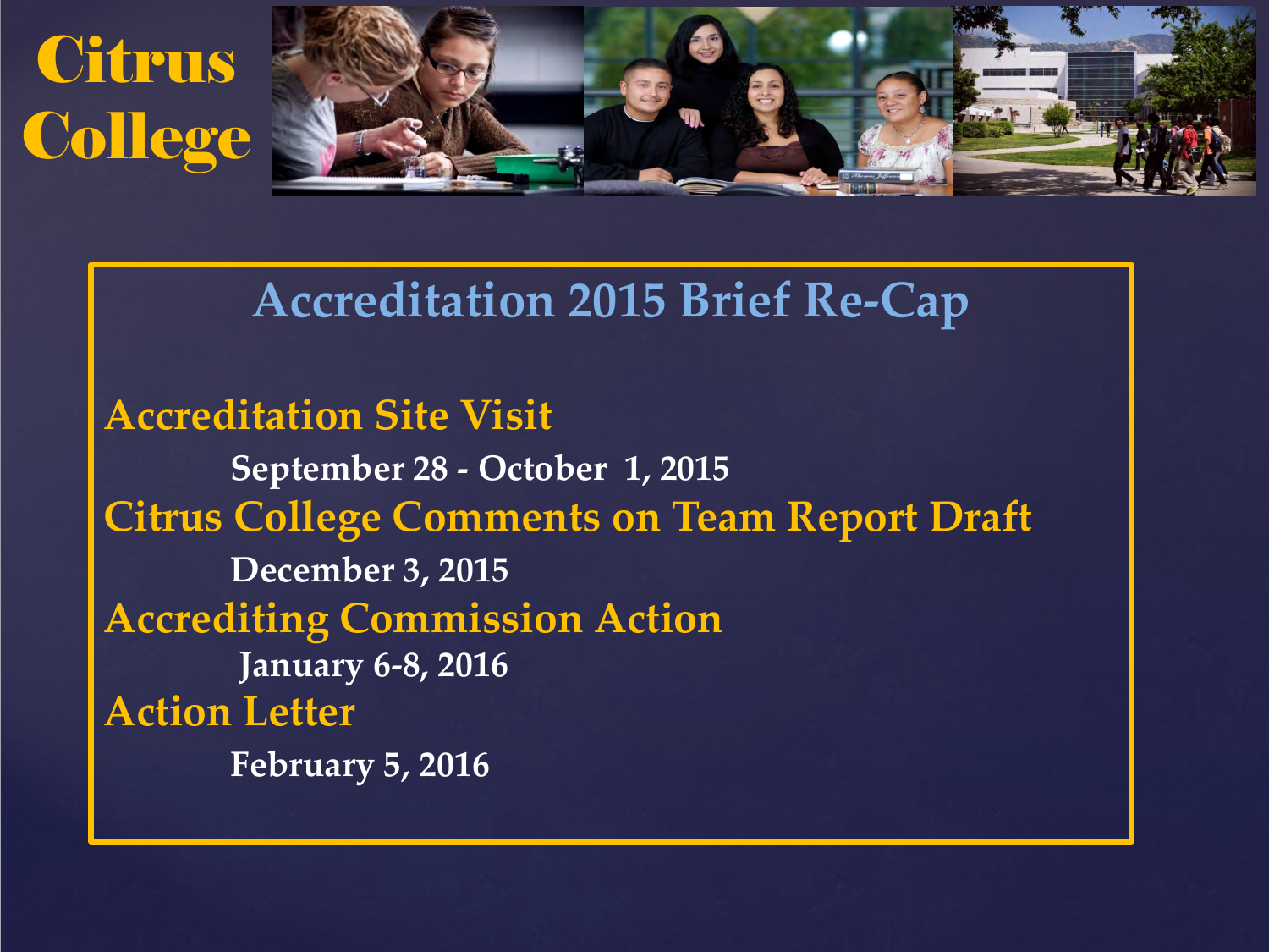# Citrus College

## Accreditation 2015 Brief Re-Cap

**Accreditation Site Visit**

September 28 - October 1, 2015

**Citrus College Comments on Team Report Draft**

December 3, 2015

**Accrediting Commission Action**

January 6-8, 2016

**Action Letter**

February 5, 2016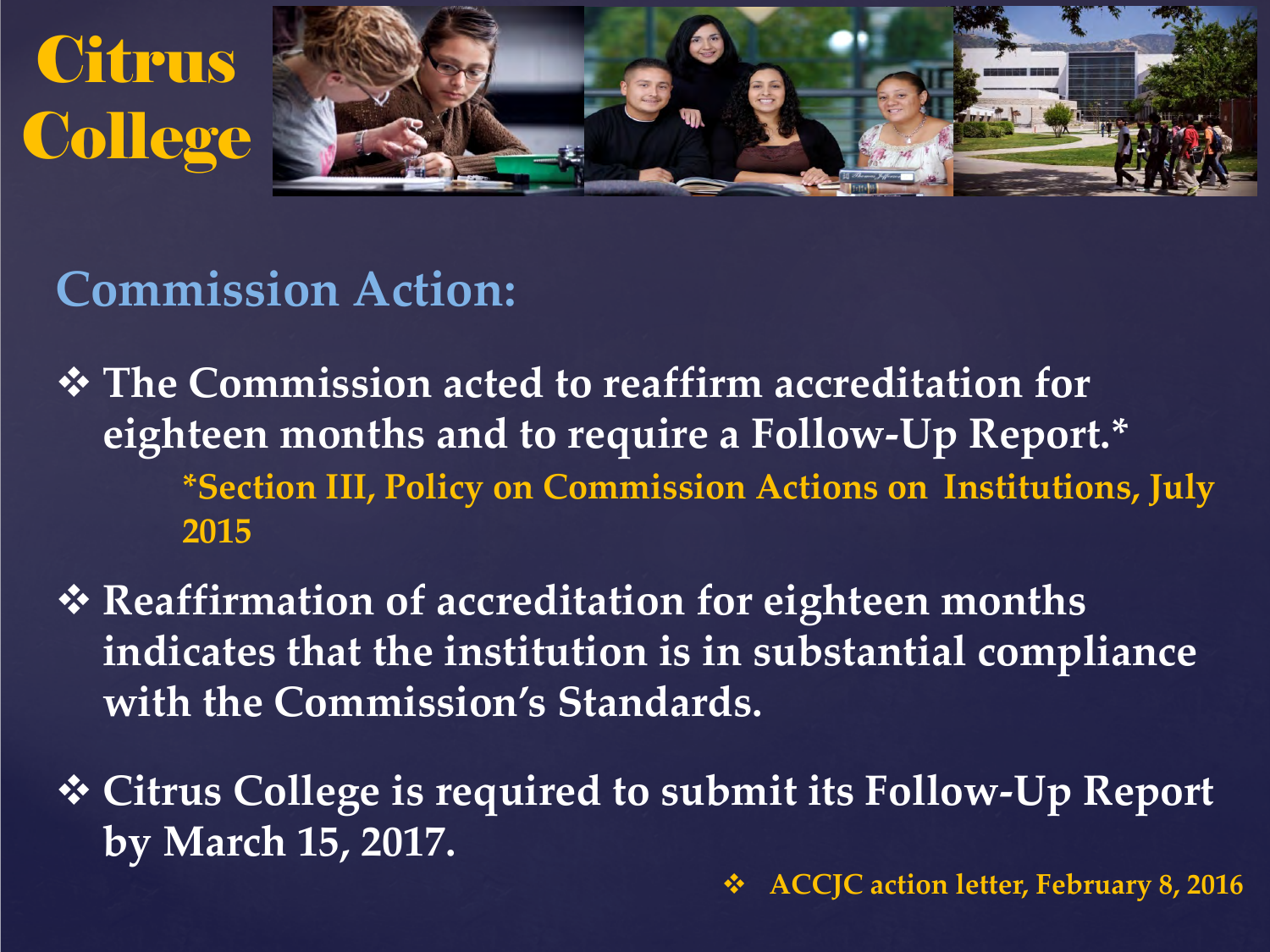# Citrus College

## Commission Action:

- The Commission acted to reaffirm accreditation for eighteen months and to require a Follow-Up Report.*

  *Section III, Policy on Commission Actions on Institutions, July 2015

- Reaffirmation of accreditation for eighteen months indicates that the institution is in substantial compliance with the Commission's Standards.

- Citrus College is required to submit its Follow-Up Report by March 15, 2017.

- ACCJC action letter, February 8, 2016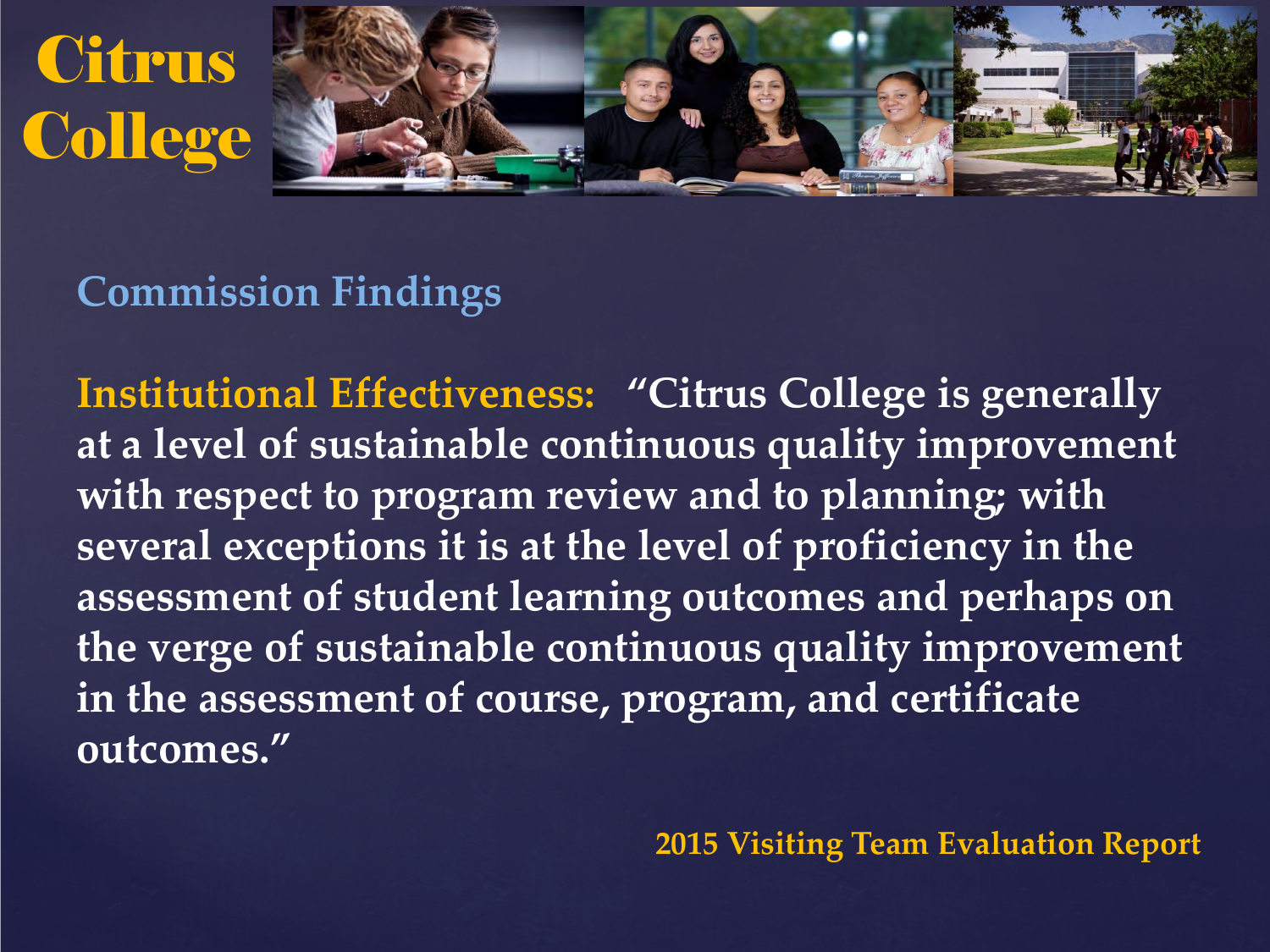# Citrus College

## Commission Findings

**Institutional Effectiveness:** **"Citrus College is generally at a level of sustainable continuous quality improvement with respect to program review and to planning; with several exceptions it is at the level of proficiency in the assessment of student learning outcomes and perhaps on the verge of sustainable continuous quality improvement in the assessment of course, program, and certificate outcomes."**

**2015 Visiting Team Evaluation Report**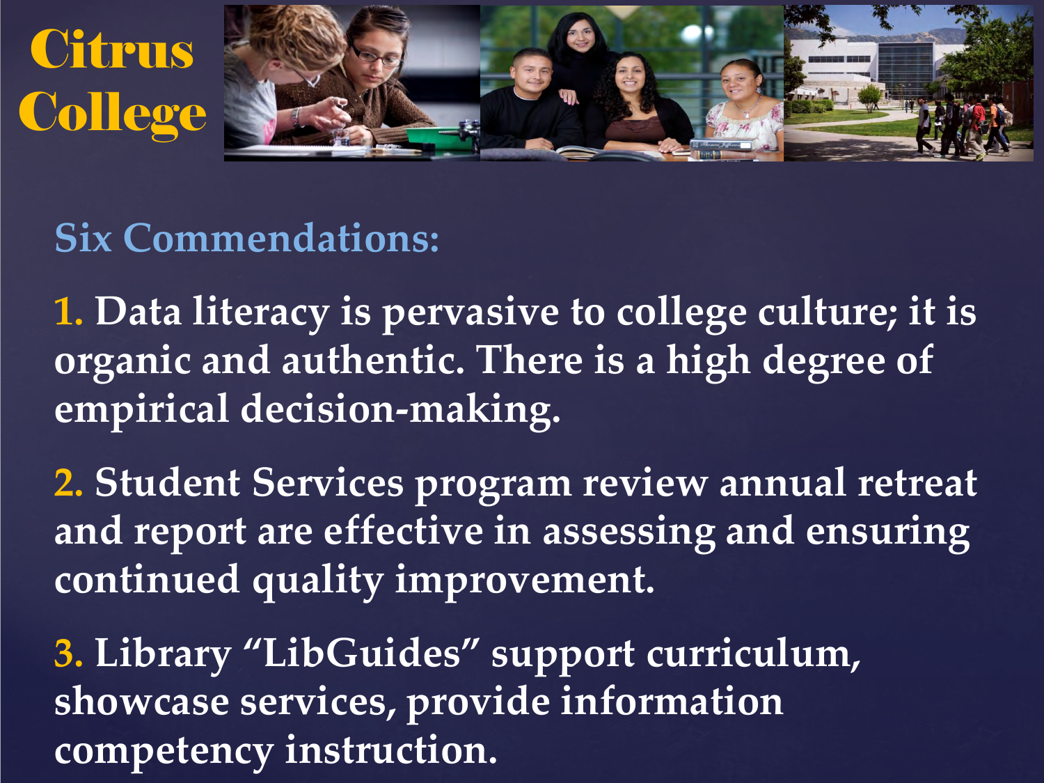# Citrus College

## Six Commendations:

1. Data literacy is pervasive to college culture; it is organic and authentic. There is a high degree of empirical decision-making.

2. Student Services program review annual retreat and report are effective in assessing and ensuring continued quality improvement.

3. Library "LibGuides" support curriculum, showcase services, provide information competency instruction.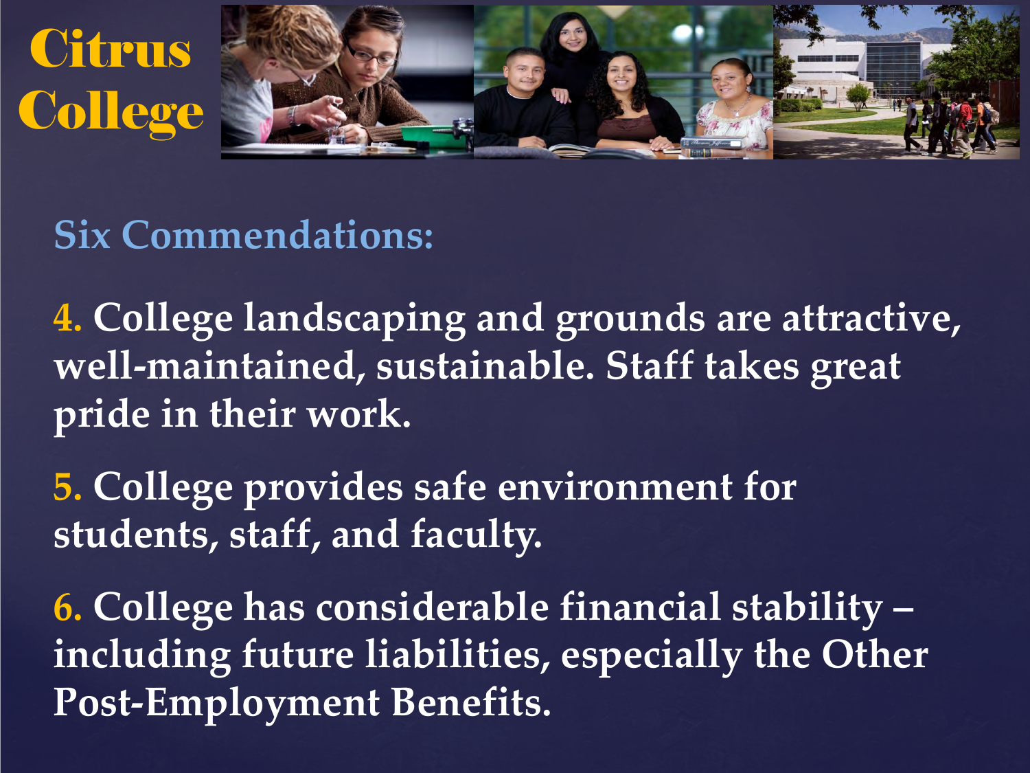# Citrus College

## Six Commendations:

4. College landscaping and grounds are attractive, well-maintained, sustainable. Staff takes great pride in their work.

5. College provides safe environment for students, staff, and faculty.

6. College has considerable financial stability – including future liabilities, especially the Other Post-Employment Benefits.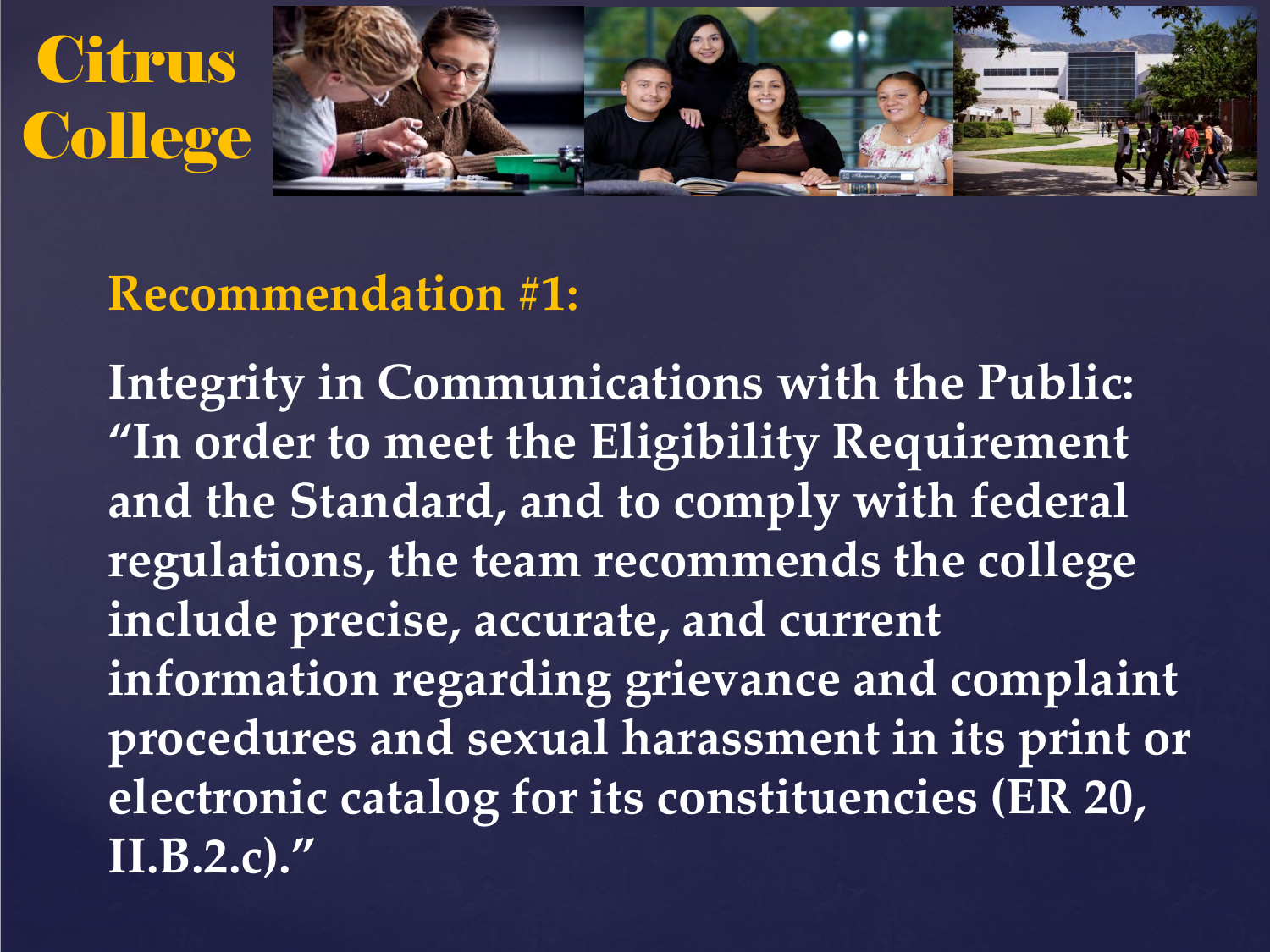# Citrus College

## Recommendation #1:

**Integrity in Communications with the Public: "In order to meet the Eligibility Requirement and the Standard, and to comply with federal regulations, the team recommends the college include precise, accurate, and current information regarding grievance and complaint procedures and sexual harassment in its print or electronic catalog for its constituencies (ER 20, II.B.2.c)."**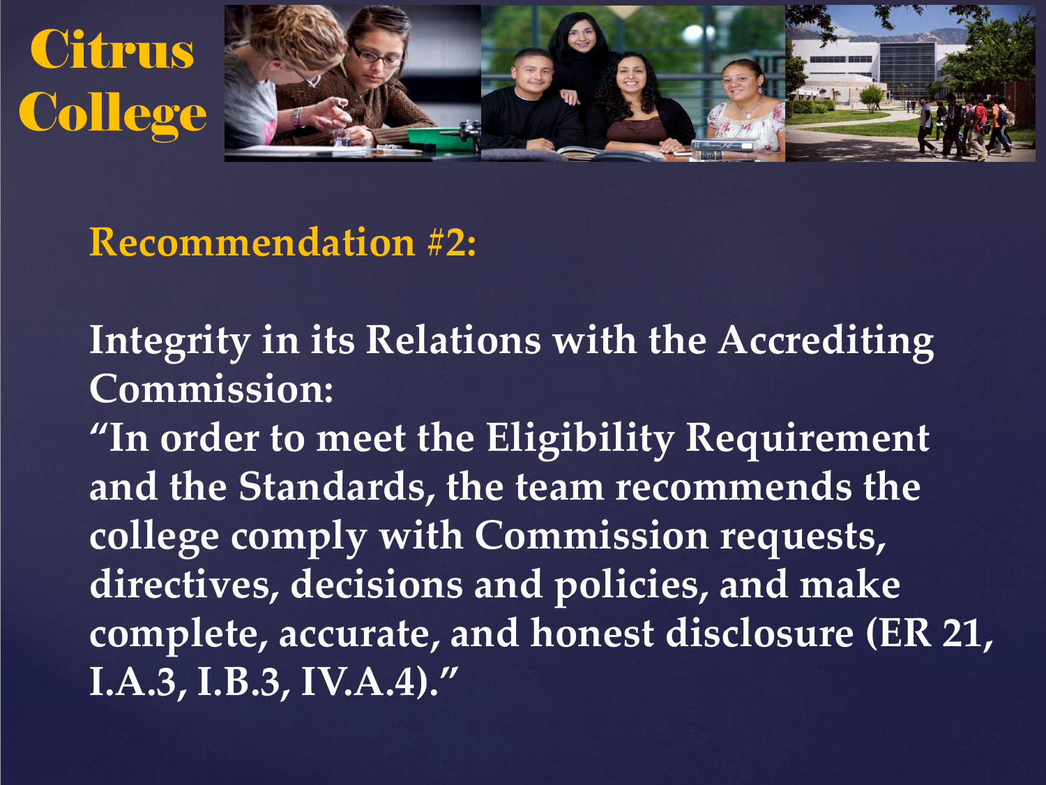# Citrus College

## Recommendation #2:

**Integrity in its Relations with the Accrediting Commission:**

**"In order to meet the Eligibility Requirement and the Standards, the team recommends the college comply with Commission requests, directives, decisions and policies, and make complete, accurate, and honest disclosure (ER 21, I.A.3, I.B.3, IV.A.4)."**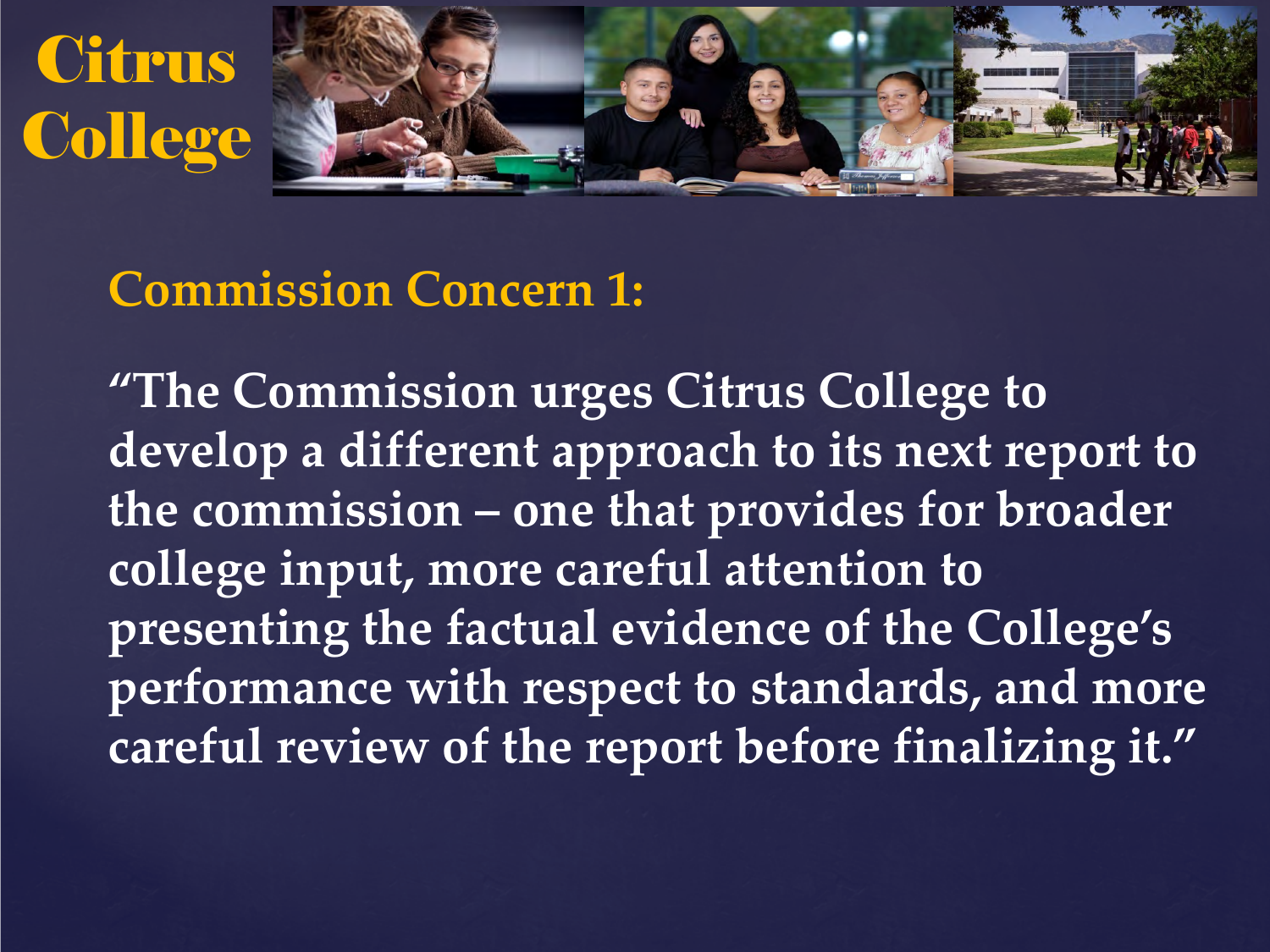# Citrus College

## Commission Concern 1:

**"The Commission urges Citrus College to develop a different approach to its next report to the commission – one that provides for broader college input, more careful attention to presenting the factual evidence of the College's performance with respect to standards, and more careful review of the report before finalizing it."**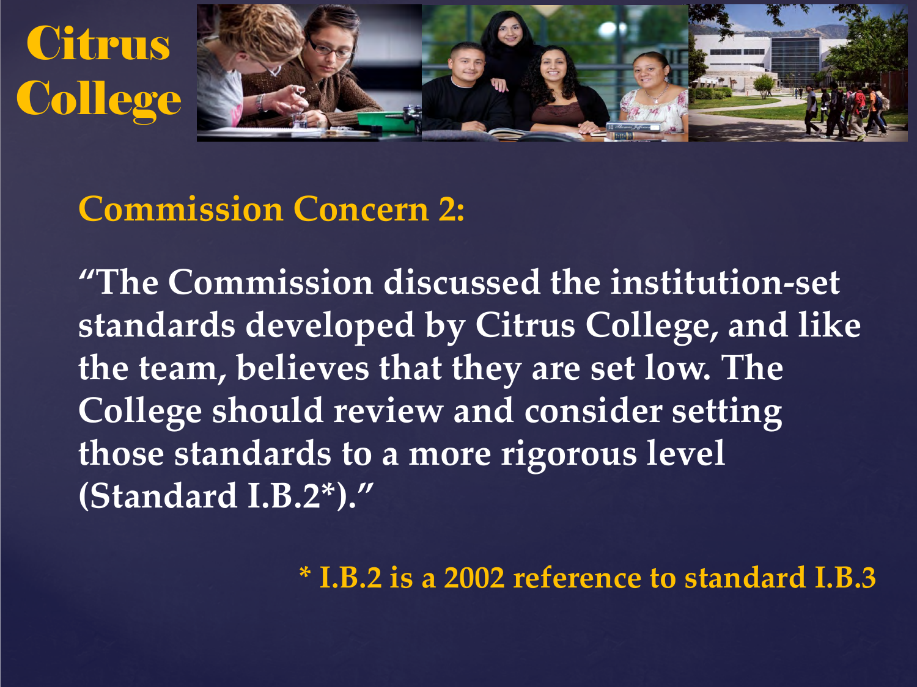Citrus College

## Commission Concern 2:

**"The Commission discussed the institution-set standards developed by Citrus College, and like the team, believes that they are set low. The College should review and consider setting those standards to a more rigorous level (Standard I.B.2*)."**

* I.B.2 is a 2002 reference to standard I.B.3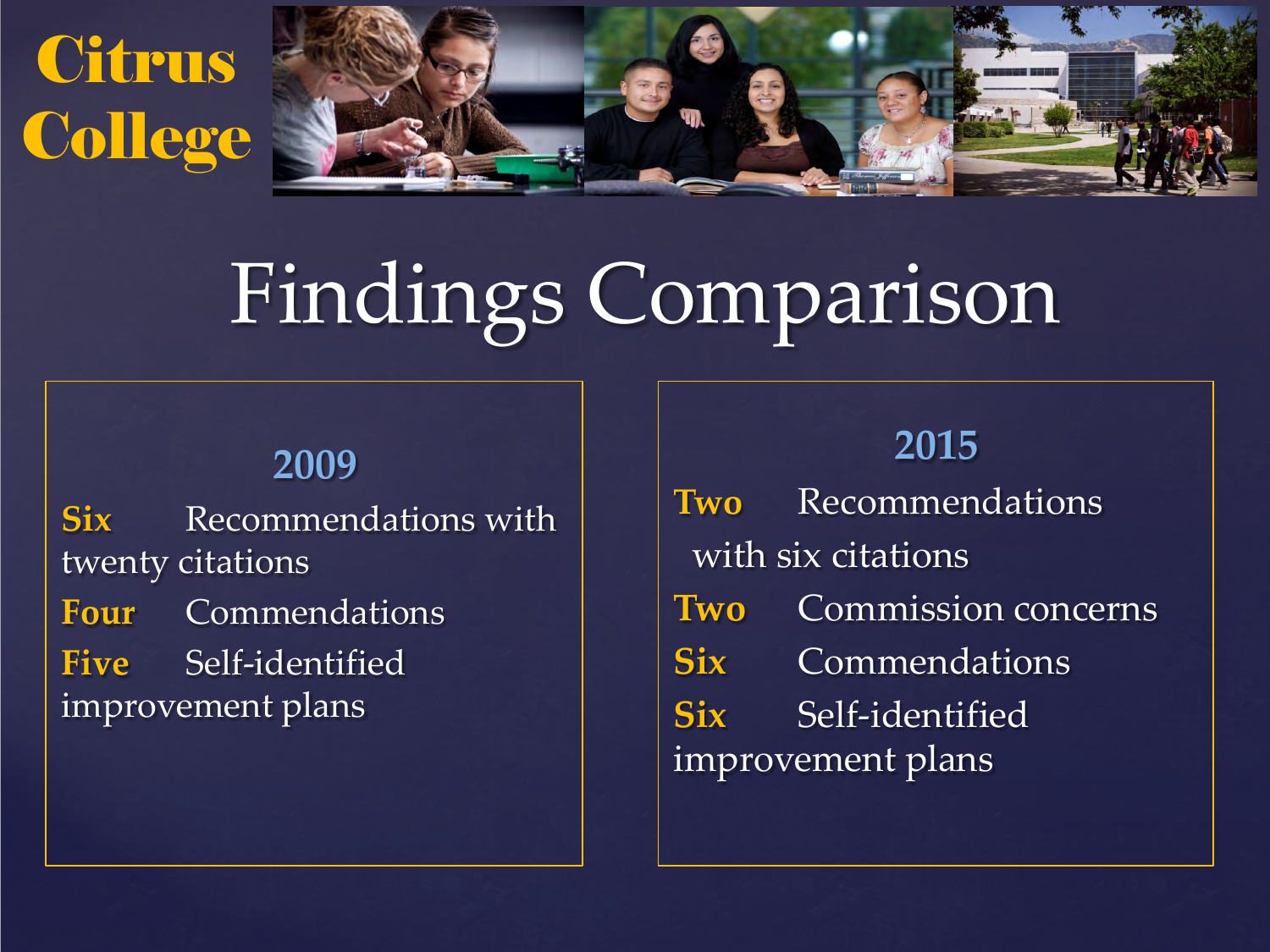Citrus College

# Findings Comparison

## 2009

**Six** Recommendations with twenty citations

**Four** Commendations

**Five** Self-identified improvement plans

## 2015

**Two** Recommendations with six citations

**Two** Commission concerns

**Six** Commendations

**Six** Self-identified improvement plans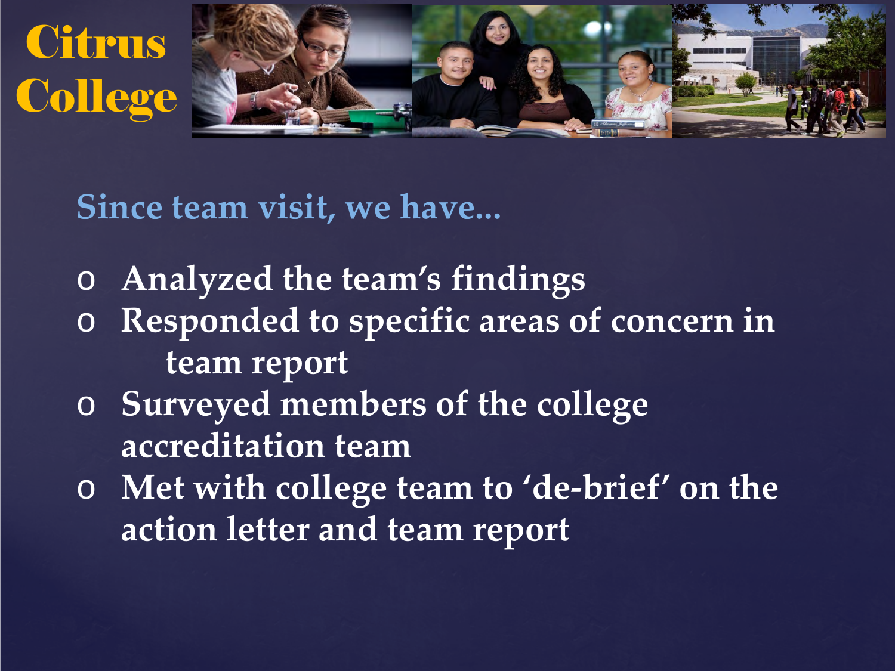# Citrus College

## Since team visit, we have...

- Analyzed the team's findings
- Responded to specific areas of concern in team report
- Surveyed members of the college accreditation team
- Met with college team to 'de-brief' on the action letter and team report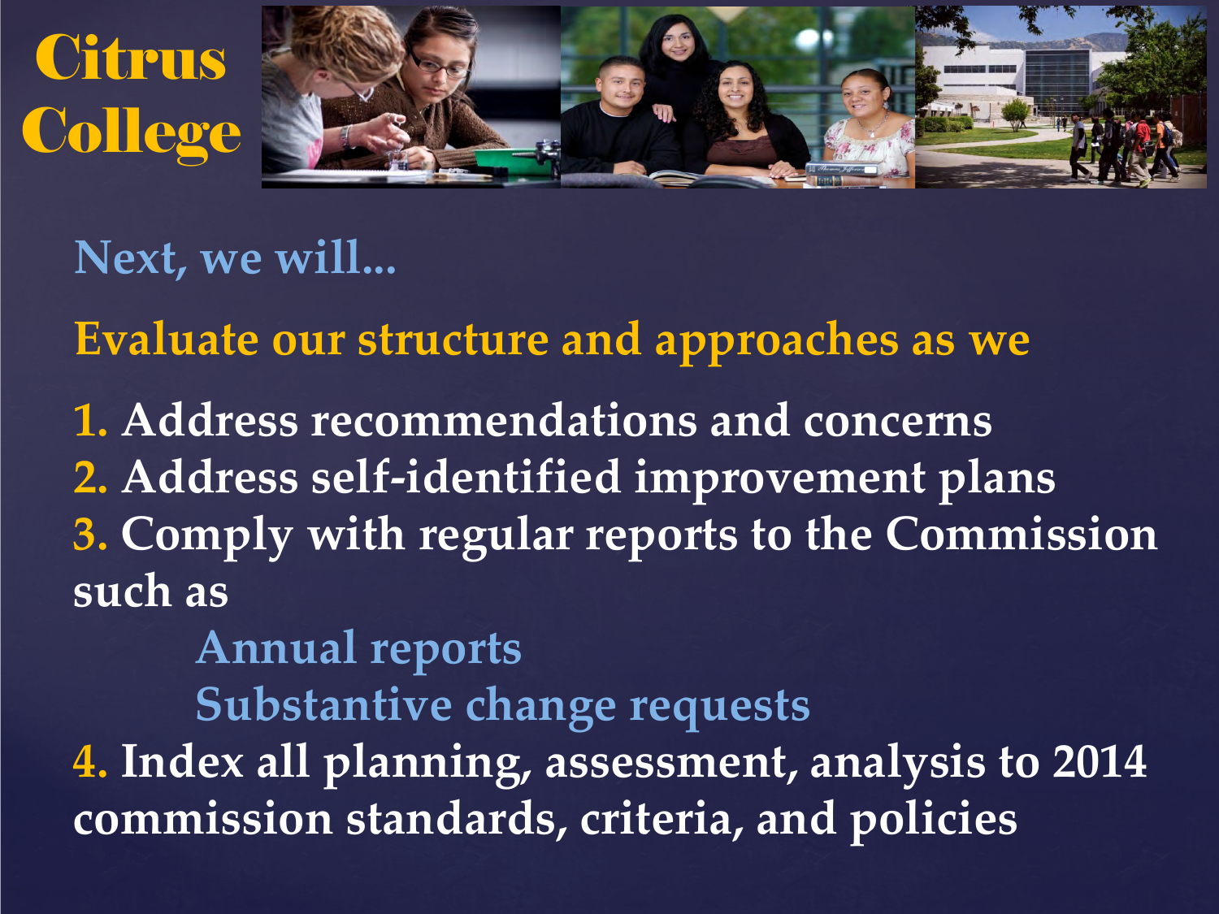# Citrus College

## Next, we will...

**Evaluate our structure and approaches as we**

1. Address recommendations and concerns
2. Address self-identified improvement plans
3. Comply with regular reports to the Commission such as
   - Annual reports
   - Substantive change requests
4. Index all planning, assessment, analysis to 2014 commission standards, criteria, and policies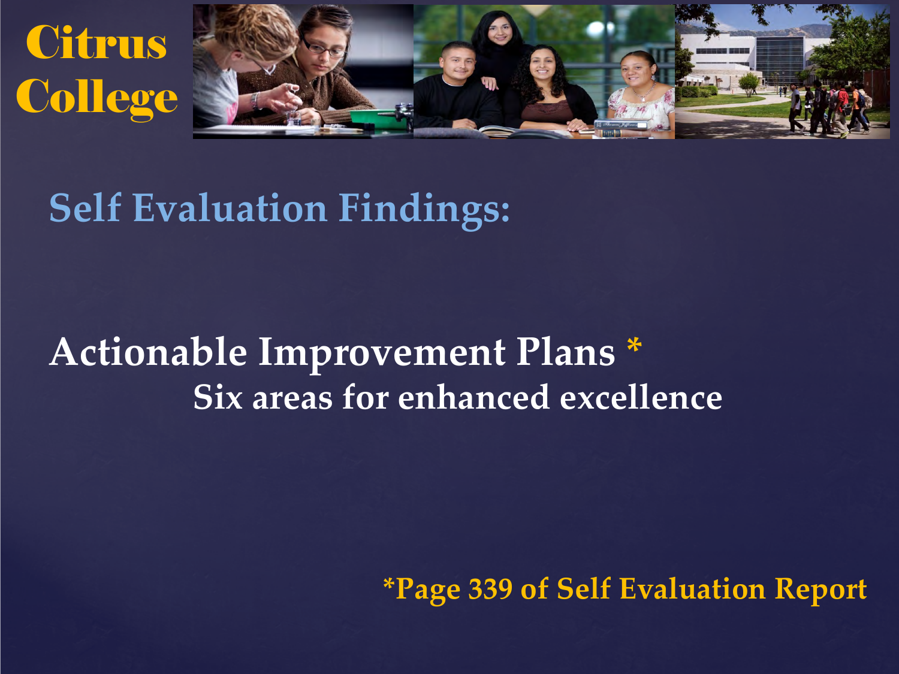Citrus College

## Self Evaluation Findings:

**Actionable Improvement Plans \***

**Six areas for enhanced excellence**

**\*Page 339 of Self Evaluation Report**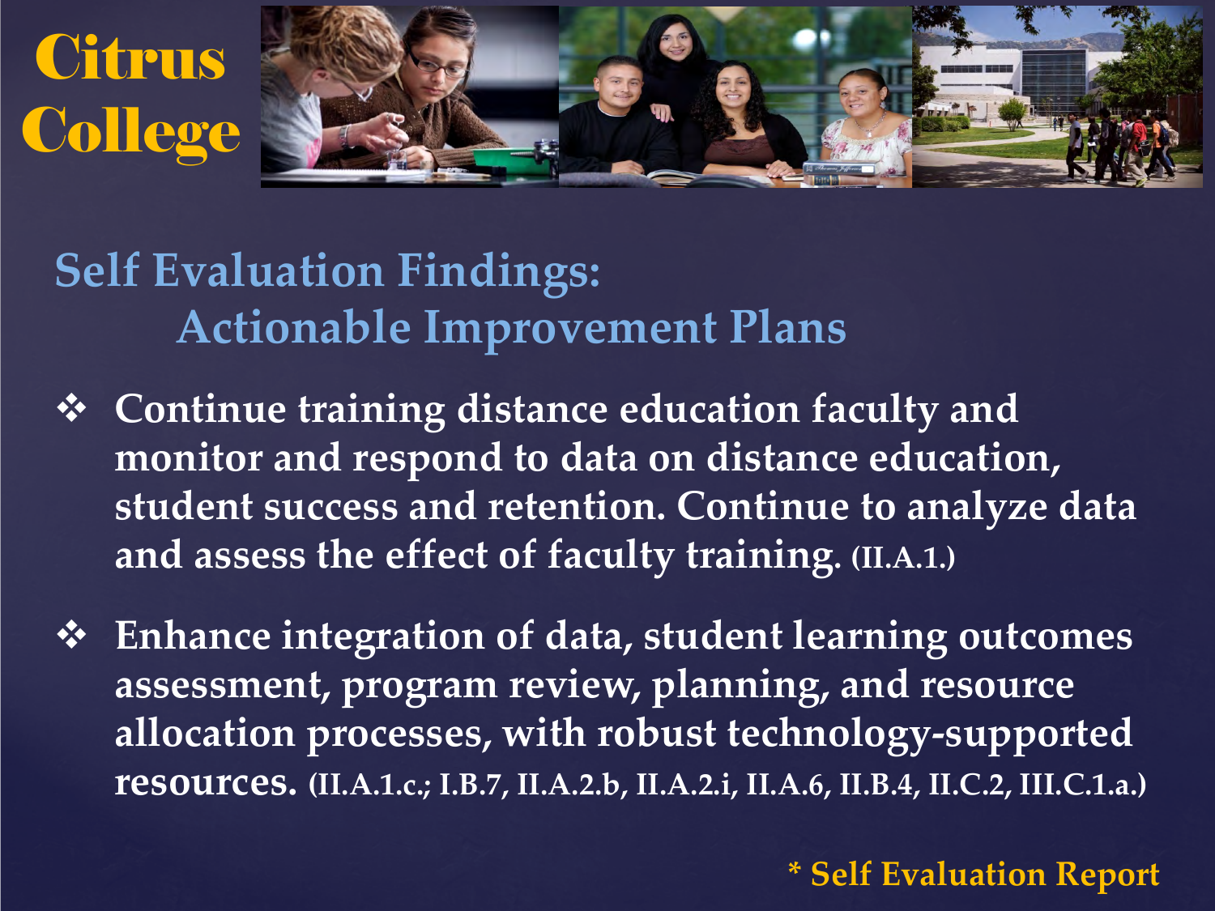# Citrus College

## Self Evaluation Findings: Actionable Improvement Plans

- **Continue training distance education faculty and monitor and respond to data on distance education, student success and retention. Continue to analyze data and assess the effect of faculty training. (II.A.1.)**
- **Enhance integration of data, student learning outcomes assessment, program review, planning, and resource allocation processes, with robust technology-supported resources. (II.A.1.c.; I.B.7, II.A.2.b, II.A.2.i, II.A.6, II.B.4, II.C.2, III.C.1.a.)**

* Self Evaluation Report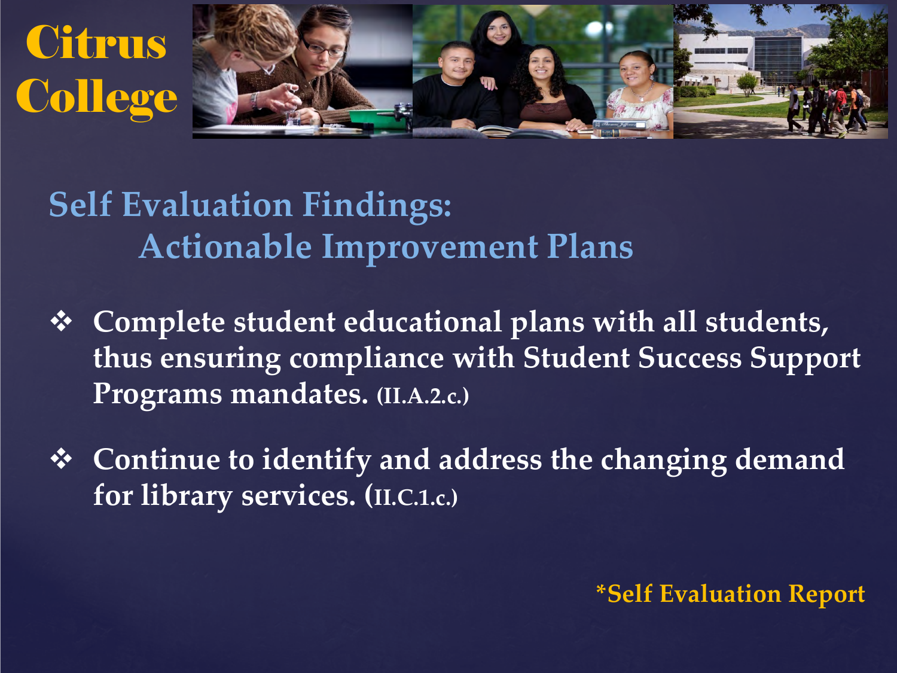# Citrus College

## Self Evaluation Findings: Actionable Improvement Plans

- Complete student educational plans with all students, thus ensuring compliance with Student Success Support Programs mandates. (II.A.2.c.)
- Continue to identify and address the changing demand for library services. (II.C.1.c.)

*Self Evaluation Report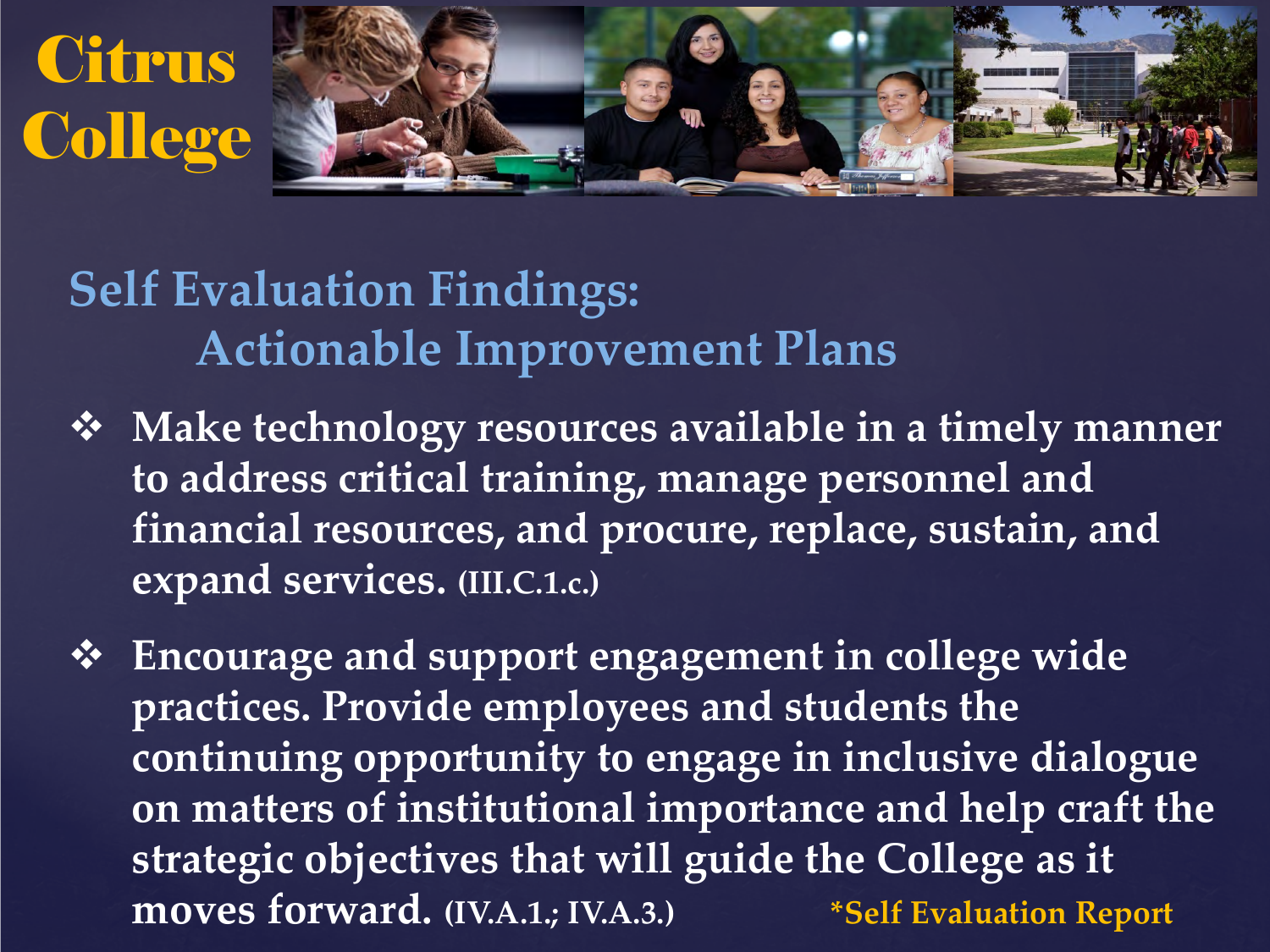# Citrus College

## Self Evaluation Findings: Actionable Improvement Plans

- Make technology resources available in a timely manner to address critical training, manage personnel and financial resources, and procure, replace, sustain, and expand services. **(III.C.1.c.)**
- Encourage and support engagement in college wide practices. Provide employees and students the continuing opportunity to engage in inclusive dialogue on matters of institutional importance and help craft the strategic objectives that will guide the College as it moves forward. **(IV.A.1.; IV.A.3.)**

*Self Evaluation Report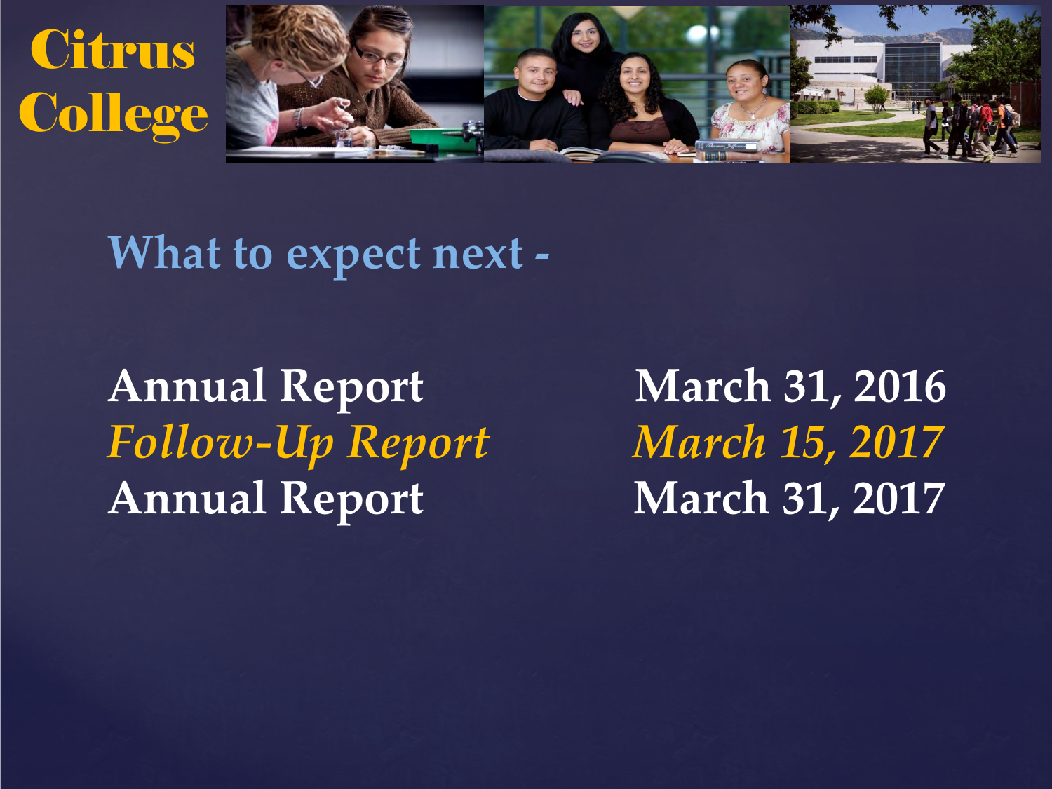# Citrus College

## What to expect next -

| | |
|---|---|
| Annual Report | March 31, 2016 |
| *Follow-Up Report* | *March 15, 2017* |
| Annual Report | March 31, 2017 |